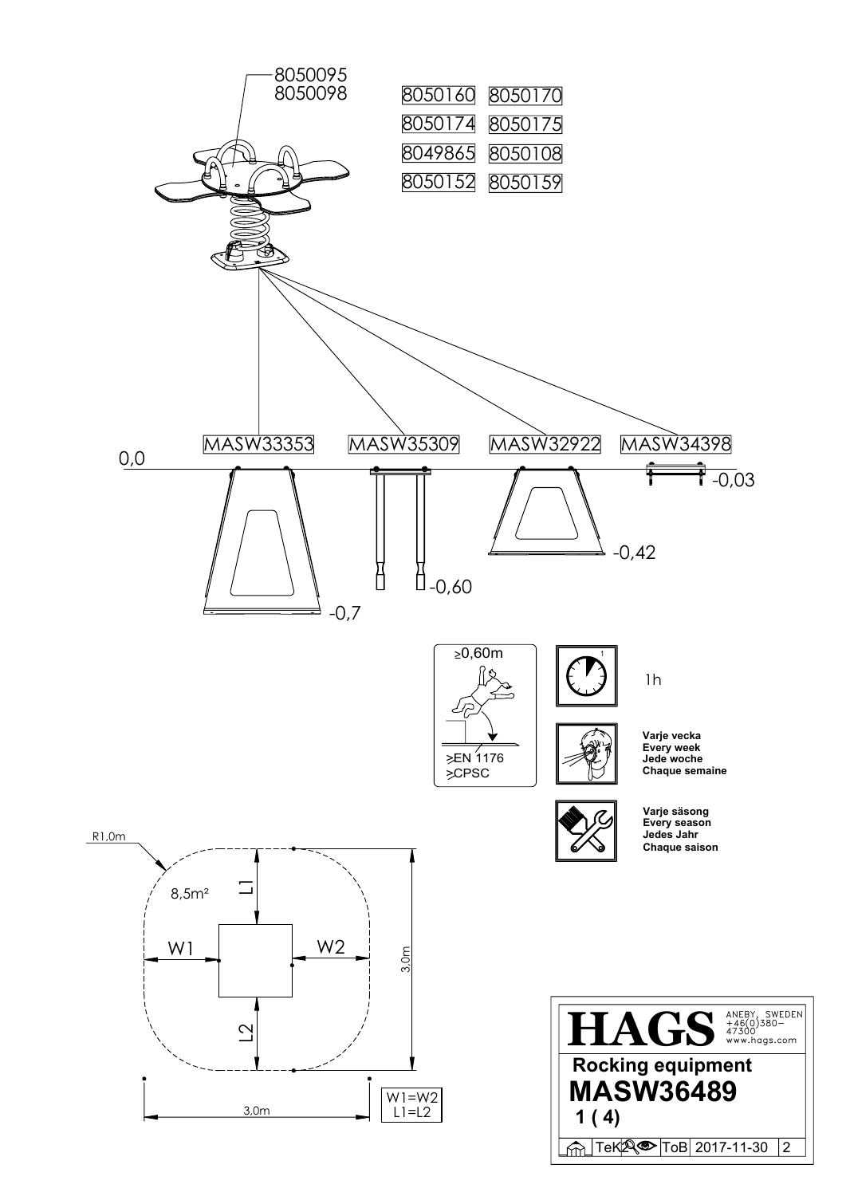8050095
8050098

| | |
|---|---|
| 8050160 | 8050170 |
| 8050174 | 8050175 |
| 8049865 | 8050108 |
| 8050152 | 8050159 |

MASW33353 MASW35309 MASW32922 MASW34398

0,0

-0,7

-0,60

-0,42

-0,03

≥0,60m

≥EN 1176
≥CPSC

1h

Varje vecka
Every week
Jede woche
Chaque semaine

Varje säsong
Every season
Jedes Jahr
Chaque saison

R1,0m

8,5m²

L1

W1

W2

L2

3,0m

3,0m

W1=W2
L1=L2

**HAGS** ANEBY, SWEDEN +46(0)380-47300 www.hags.com

**Rocking equipment**

# MASW36489

**1 ( 4)**

| TeK | ToB | 2017-11-30 | 2 |
|---|---|---|---|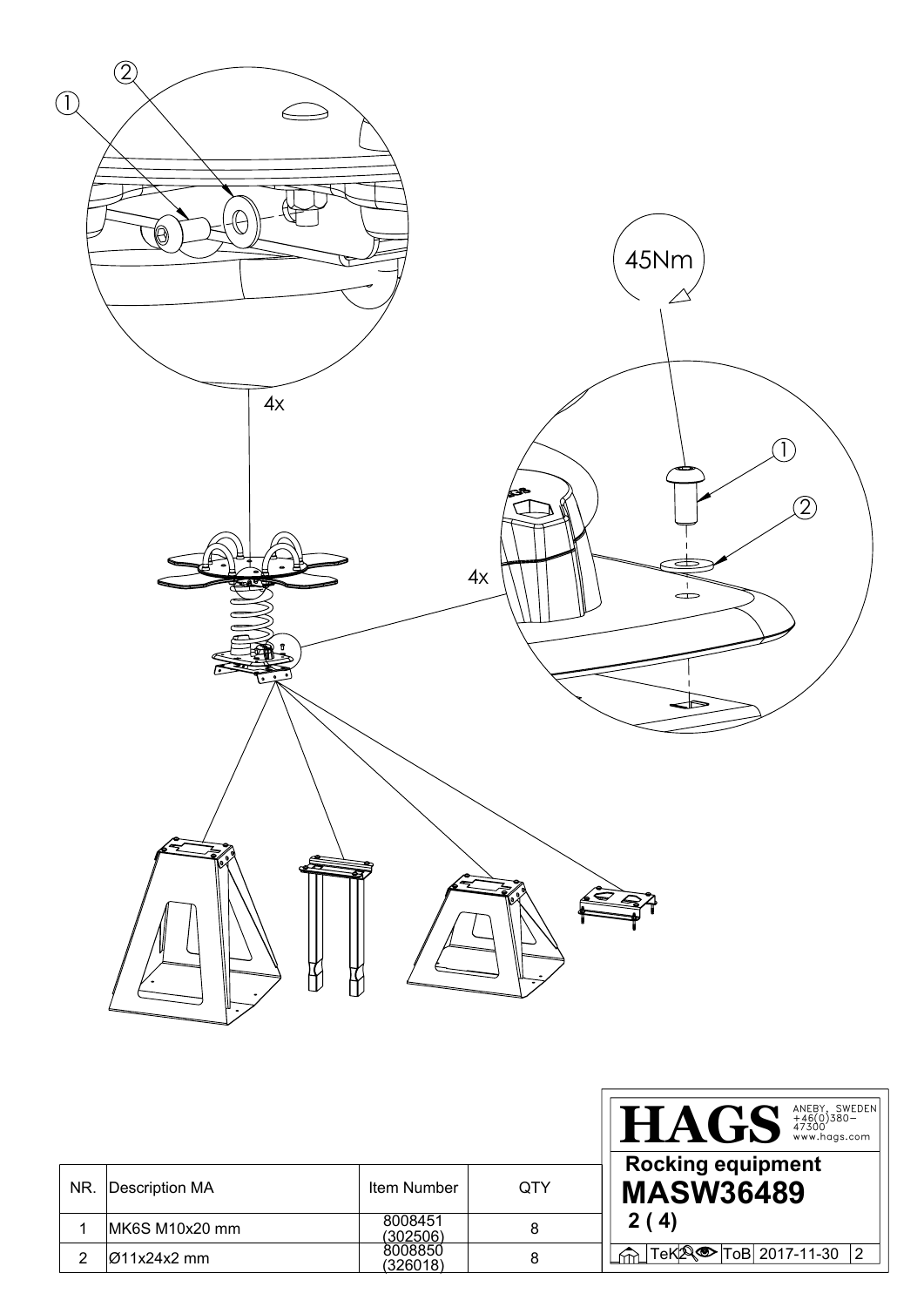45Nm

4x

4x

| NR. | Description MA | Item Number | QTY |
| --- | --- | --- | --- |
| 1 | MK6S M10x20 mm | 8008451 (302506) | 8 |
| 2 | Ø11x24x2 mm | 8008850 (326018) | 8 |

**HAGS** ANEBY, SWEDEN +46(0)380-47300 www.hags.com

**Rocking equipment**

**MASW36489**

**2 ( 4)**

TeK ToB 2017-11-30 2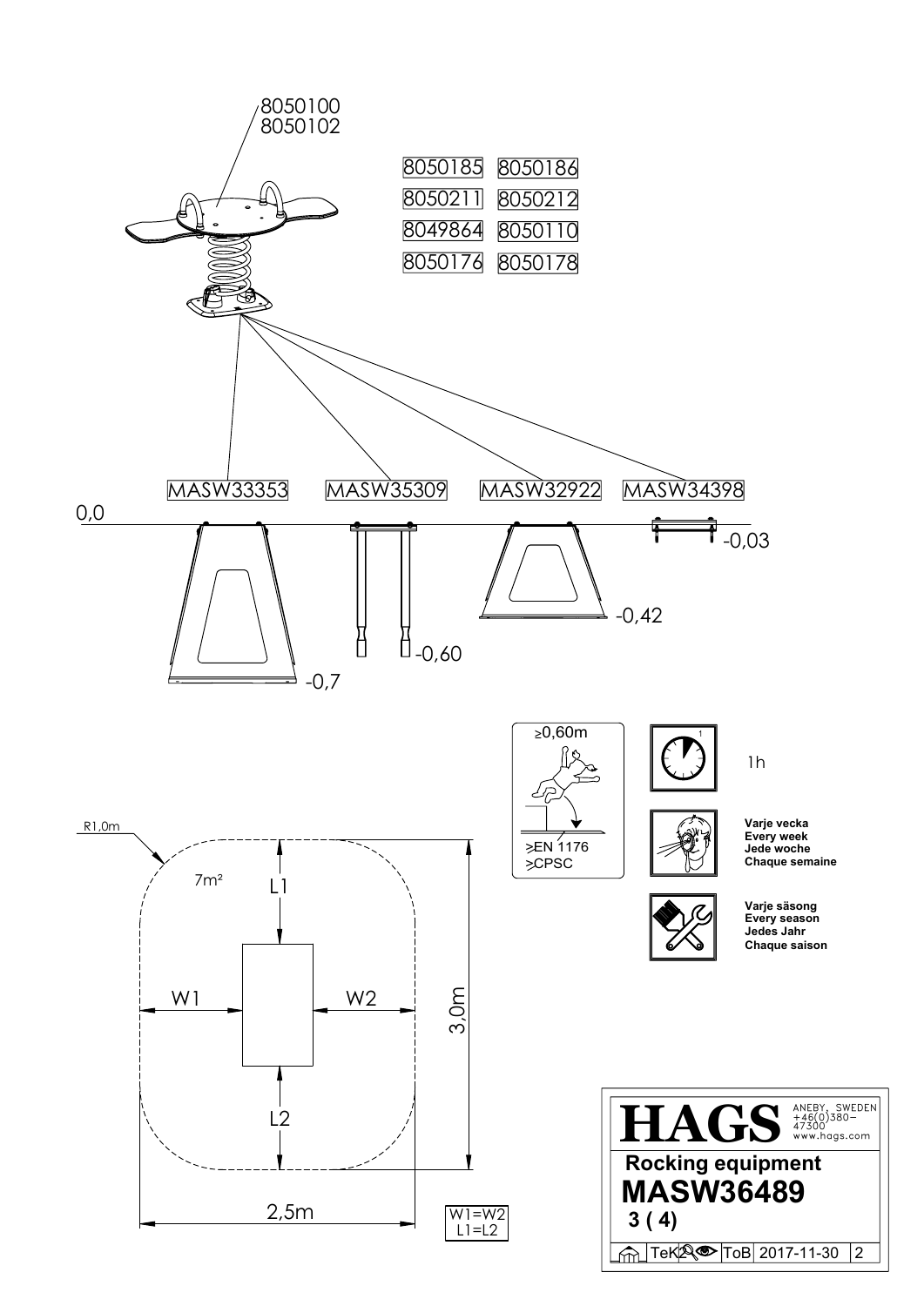8050100
8050102

| | |
|---|---|
| 8050185 | 8050186 |
| 8050211 | 8050212 |
| 8049864 | 8050110 |
| 8050176 | 8050178 |

MASW33353 MASW35309 MASW32922 MASW34398

0,0

-0,7

-0,60

-0,42

-0,03

≥0,60m

≥EN 1176
≥CPSC

1h

Varje vecka
Every week
Jede woche
Chaque semaine

Varje säsong
Every season
Jedes Jahr
Chaque saison

R1,0m

7m²

L1

W1

W2

L2

3,0m

2,5m

W1=W2
L1=L2

**HAGS** ANEBY, SWEDEN +46(0)380-47300 www.hags.com

**Rocking equipment**

**MASW36489**

**3 ( 4)**

TeK ToB 2017-11-30 2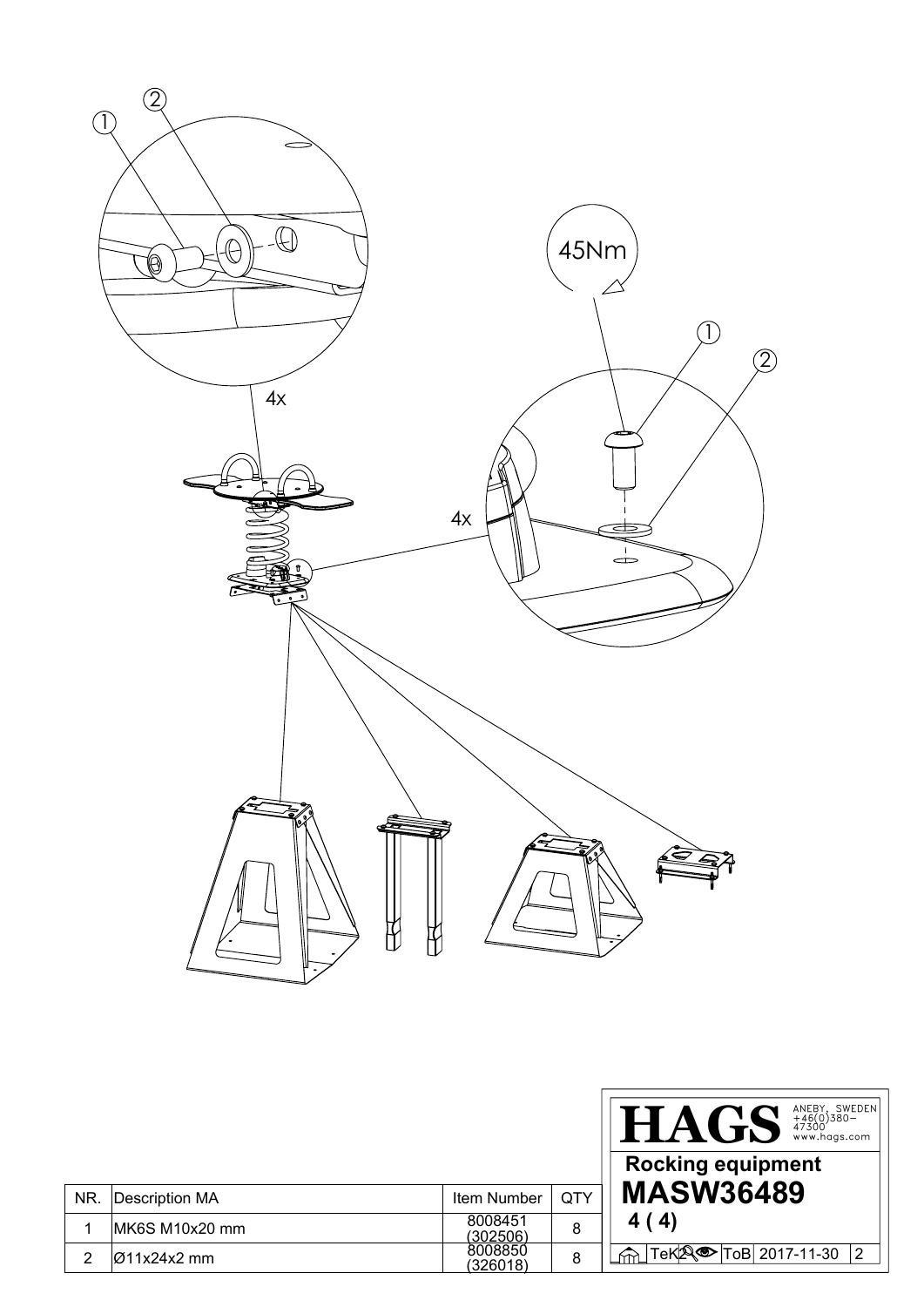1 2

4x

45Nm

1 2

4x

| NR. | Description MA | Item Number | QTY |
| --- | --- | --- | --- |
| 1 | MK6S M10x20 mm | 8008451 (302506) | 8 |
| 2 | Ø11x24x2 mm | 8008850 (326018) | 8 |

**HAGS** ANEBY, SWEDEN +46(0)380-47300 www.hags.com

**Rocking equipment**

**MASW36489**

**4 ( 4)**

TeK ToB 2017-11-30 2